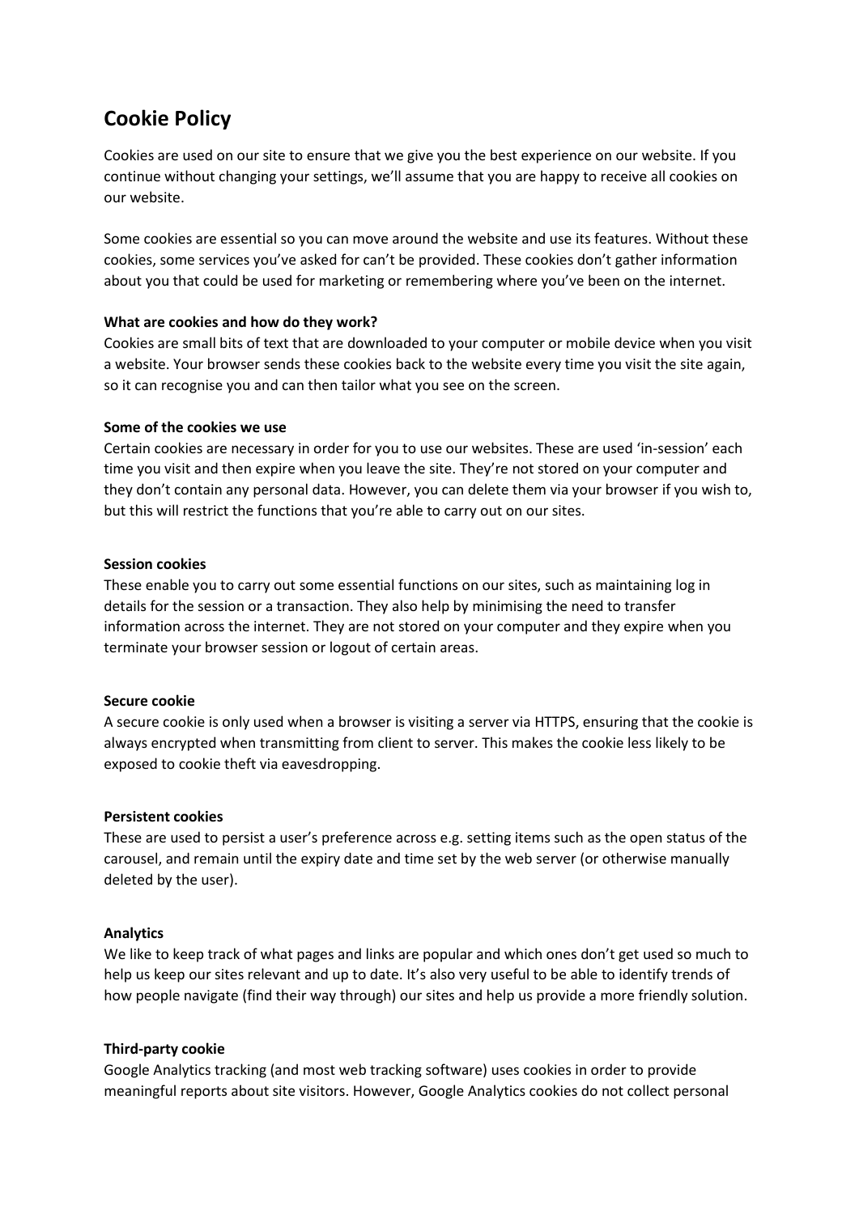# Cookie Policy

Cookies are used on our site to ensure that we give you the best experience on our website. If you continue without changing your settings, we'll assume that you are happy to receive all cookies on our website.

Some cookies are essential so you can move around the website and use its features. Without these cookies, some services you've asked for can't be provided. These cookies don't gather information about you that could be used for marketing or remembering where you've been on the internet.

**What are cookies and how do they work?**
Cookies are small bits of text that are downloaded to your computer or mobile device when you visit a website. Your browser sends these cookies back to the website every time you visit the site again, so it can recognise you and can then tailor what you see on the screen.

**Some of the cookies we use**
Certain cookies are necessary in order for you to use our websites. These are used 'in-session' each time you visit and then expire when you leave the site. They're not stored on your computer and they don't contain any personal data. However, you can delete them via your browser if you wish to, but this will restrict the functions that you're able to carry out on our sites.

**Session cookies**
These enable you to carry out some essential functions on our sites, such as maintaining log in details for the session or a transaction. They also help by minimising the need to transfer information across the internet. They are not stored on your computer and they expire when you terminate your browser session or logout of certain areas.

**Secure cookie**
A secure cookie is only used when a browser is visiting a server via HTTPS, ensuring that the cookie is always encrypted when transmitting from client to server. This makes the cookie less likely to be exposed to cookie theft via eavesdropping.

**Persistent cookies**
These are used to persist a user's preference across e.g. setting items such as the open status of the carousel, and remain until the expiry date and time set by the web server (or otherwise manually deleted by the user).

**Analytics**
We like to keep track of what pages and links are popular and which ones don't get used so much to help us keep our sites relevant and up to date. It's also very useful to be able to identify trends of how people navigate (find their way through) our sites and help us provide a more friendly solution.

**Third-party cookie**
Google Analytics tracking (and most web tracking software) uses cookies in order to provide meaningful reports about site visitors. However, Google Analytics cookies do not collect personal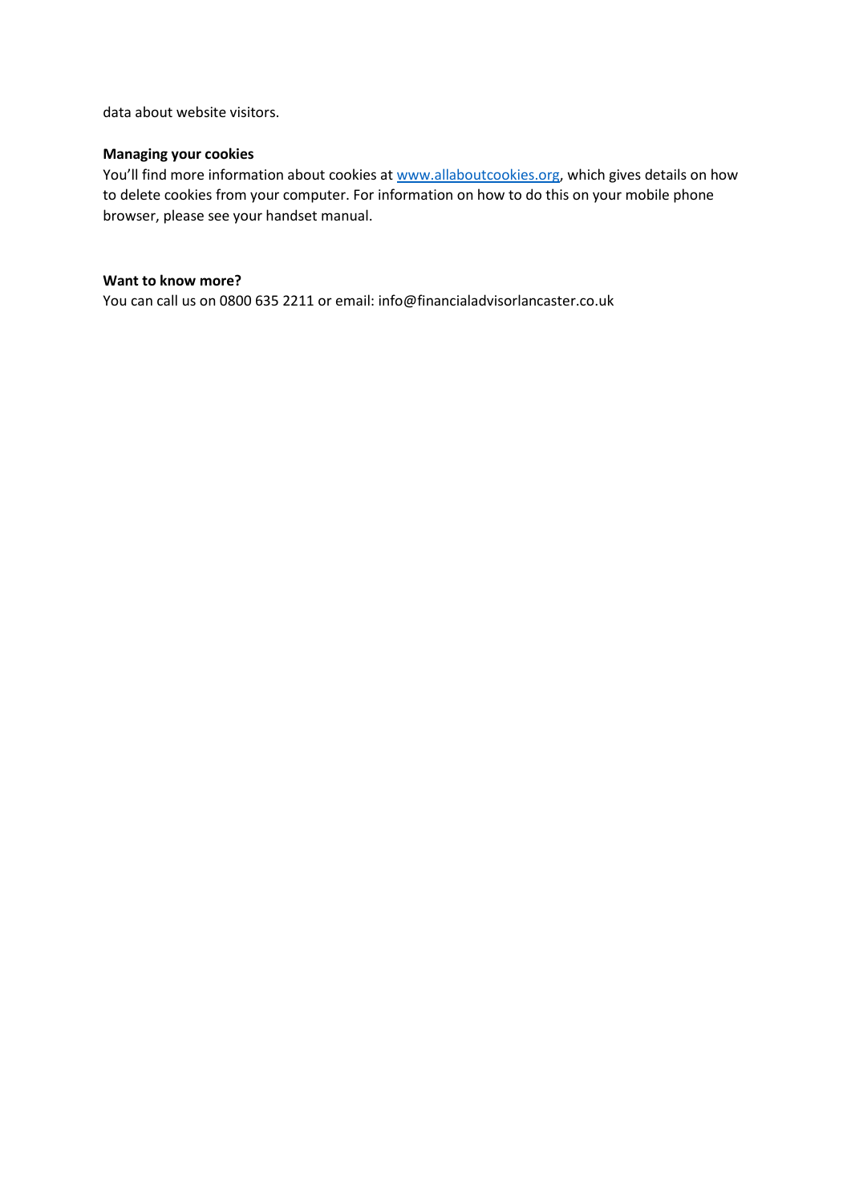data about website visitors.

**Managing your cookies**

You'll find more information about cookies at [www.allaboutcookies.org](http://www.allaboutcookies.org), which gives details on how to delete cookies from your computer. For information on how to do this on your mobile phone browser, please see your handset manual.

**Want to know more?**

You can call us on 0800 635 2211 or email: info@financialadvisorlancaster.co.uk